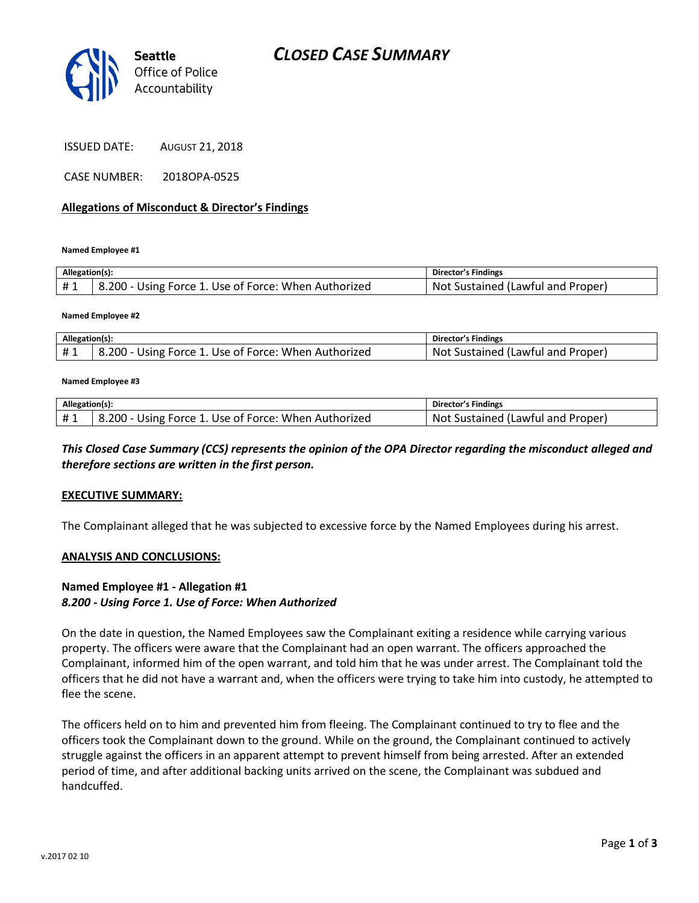Seattle Office of Police Accountability

# CLOSED CASE SUMMARY

ISSUED DATE: AUGUST 21, 2018

CASE NUMBER: 2018OPA-0525

## Allegations of Misconduct & Director's Findings

**Named Employee #1**

| Allegation(s): | | Director's Findings |
|---|---|---|
| # 1 | 8.200 - Using Force 1. Use of Force: When Authorized | Not Sustained (Lawful and Proper) |

**Named Employee #2**

| Allegation(s): | | Director's Findings |
|---|---|---|
| # 1 | 8.200 - Using Force 1. Use of Force: When Authorized | Not Sustained (Lawful and Proper) |

**Named Employee #3**

| Allegation(s): | | Director's Findings |
|---|---|---|
| # 1 | 8.200 - Using Force 1. Use of Force: When Authorized | Not Sustained (Lawful and Proper) |

***This Closed Case Summary (CCS) represents the opinion of the OPA Director regarding the misconduct alleged and therefore sections are written in the first person.***

## EXECUTIVE SUMMARY:

The Complainant alleged that he was subjected to excessive force by the Named Employees during his arrest.

## ANALYSIS AND CONCLUSIONS:

### Named Employee #1 - Allegation #1
***8.200 - Using Force 1. Use of Force: When Authorized***

On the date in question, the Named Employees saw the Complainant exiting a residence while carrying various property. The officers were aware that the Complainant had an open warrant. The officers approached the Complainant, informed him of the open warrant, and told him that he was under arrest. The Complainant told the officers that he did not have a warrant and, when the officers were trying to take him into custody, he attempted to flee the scene.

The officers held on to him and prevented him from fleeing. The Complainant continued to try to flee and the officers took the Complainant down to the ground. While on the ground, the Complainant continued to actively struggle against the officers in an apparent attempt to prevent himself from being arrested. After an extended period of time, and after additional backing units arrived on the scene, the Complainant was subdued and handcuffed.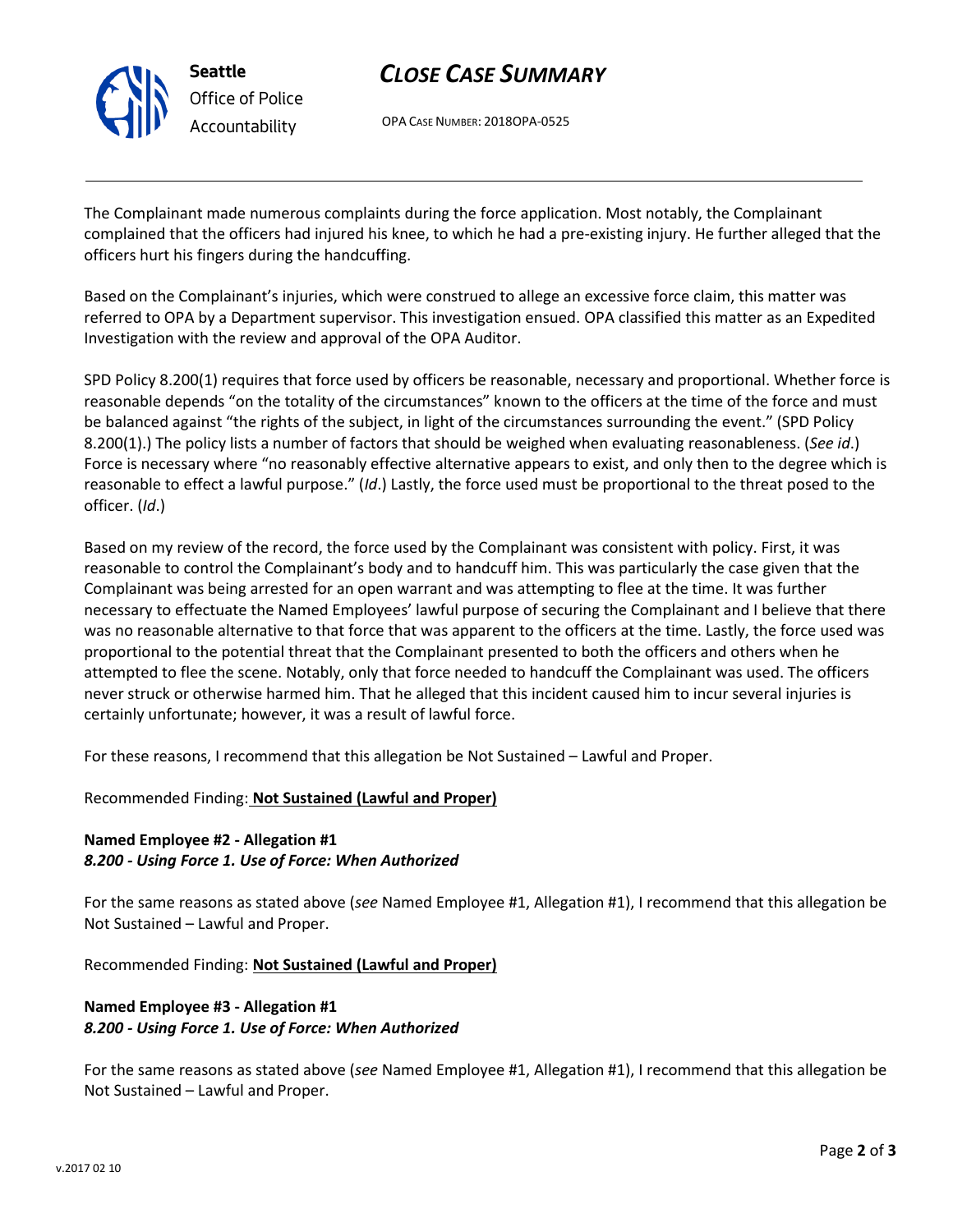The Complainant made numerous complaints during the force application. Most notably, the Complainant complained that the officers had injured his knee, to which he had a pre-existing injury. He further alleged that the officers hurt his fingers during the handcuffing.

Based on the Complainant's injuries, which were construed to allege an excessive force claim, this matter was referred to OPA by a Department supervisor. This investigation ensued. OPA classified this matter as an Expedited Investigation with the review and approval of the OPA Auditor.

SPD Policy 8.200(1) requires that force used by officers be reasonable, necessary and proportional. Whether force is reasonable depends "on the totality of the circumstances" known to the officers at the time of the force and must be balanced against "the rights of the subject, in light of the circumstances surrounding the event." (SPD Policy 8.200(1).) The policy lists a number of factors that should be weighed when evaluating reasonableness. (*See id*.) Force is necessary where "no reasonably effective alternative appears to exist, and only then to the degree which is reasonable to effect a lawful purpose." (*Id*.) Lastly, the force used must be proportional to the threat posed to the officer. (*Id*.)

Based on my review of the record, the force used by the Complainant was consistent with policy. First, it was reasonable to control the Complainant's body and to handcuff him. This was particularly the case given that the Complainant was being arrested for an open warrant and was attempting to flee at the time. It was further necessary to effectuate the Named Employees' lawful purpose of securing the Complainant and I believe that there was no reasonable alternative to that force that was apparent to the officers at the time. Lastly, the force used was proportional to the potential threat that the Complainant presented to both the officers and others when he attempted to flee the scene. Notably, only that force needed to handcuff the Complainant was used. The officers never struck or otherwise harmed him. That he alleged that this incident caused him to incur several injuries is certainly unfortunate; however, it was a result of lawful force.

For these reasons, I recommend that this allegation be Not Sustained – Lawful and Proper.

Recommended Finding: **Not Sustained (Lawful and Proper)**

**Named Employee #2 - Allegation #1**
***8.200 - Using Force 1. Use of Force: When Authorized***

For the same reasons as stated above (*see* Named Employee #1, Allegation #1), I recommend that this allegation be Not Sustained – Lawful and Proper.

Recommended Finding: **Not Sustained (Lawful and Proper)**

**Named Employee #3 - Allegation #1**
***8.200 - Using Force 1. Use of Force: When Authorized***

For the same reasons as stated above (*see* Named Employee #1, Allegation #1), I recommend that this allegation be Not Sustained – Lawful and Proper.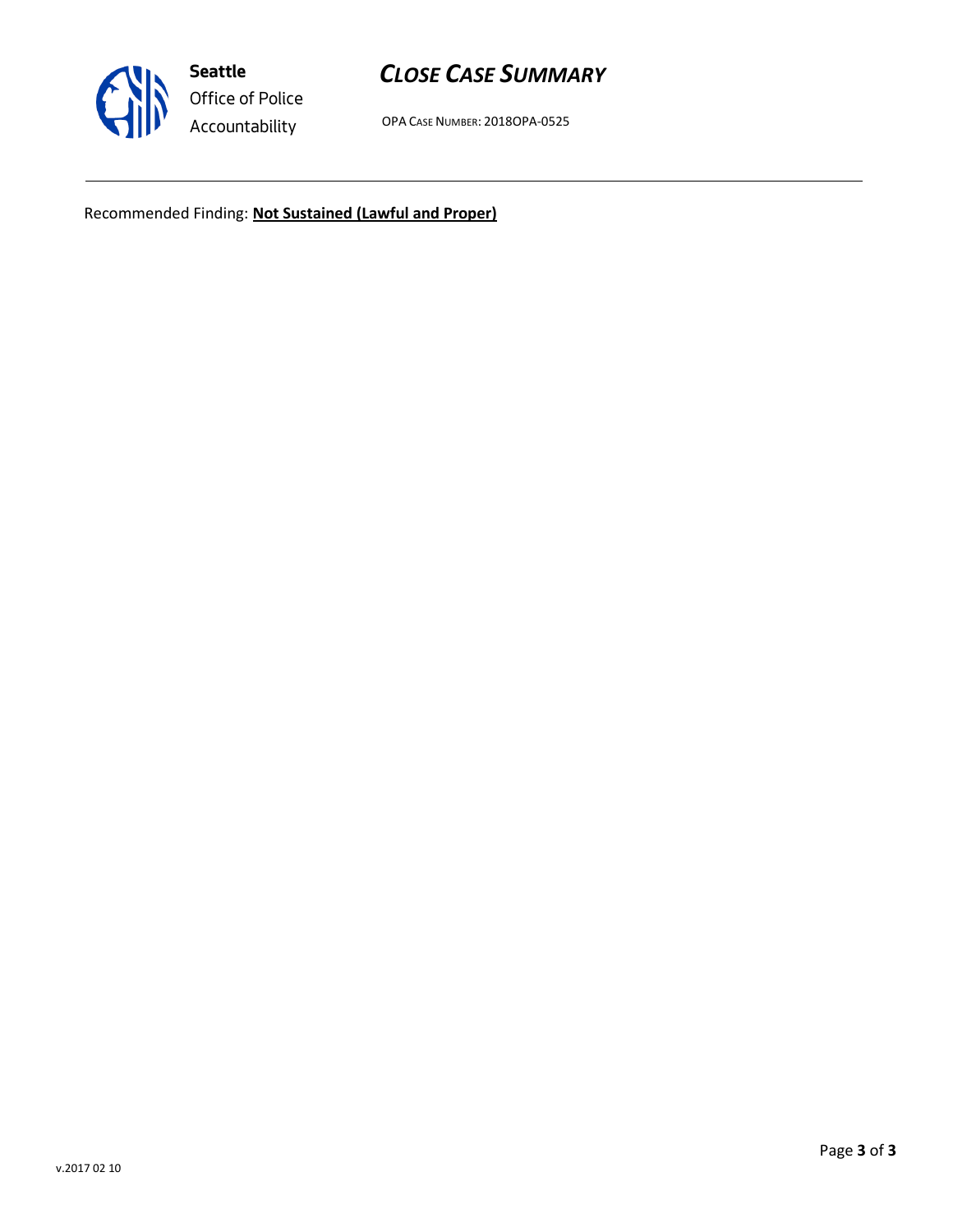Recommended Finding: **Not Sustained (Lawful and Proper)**